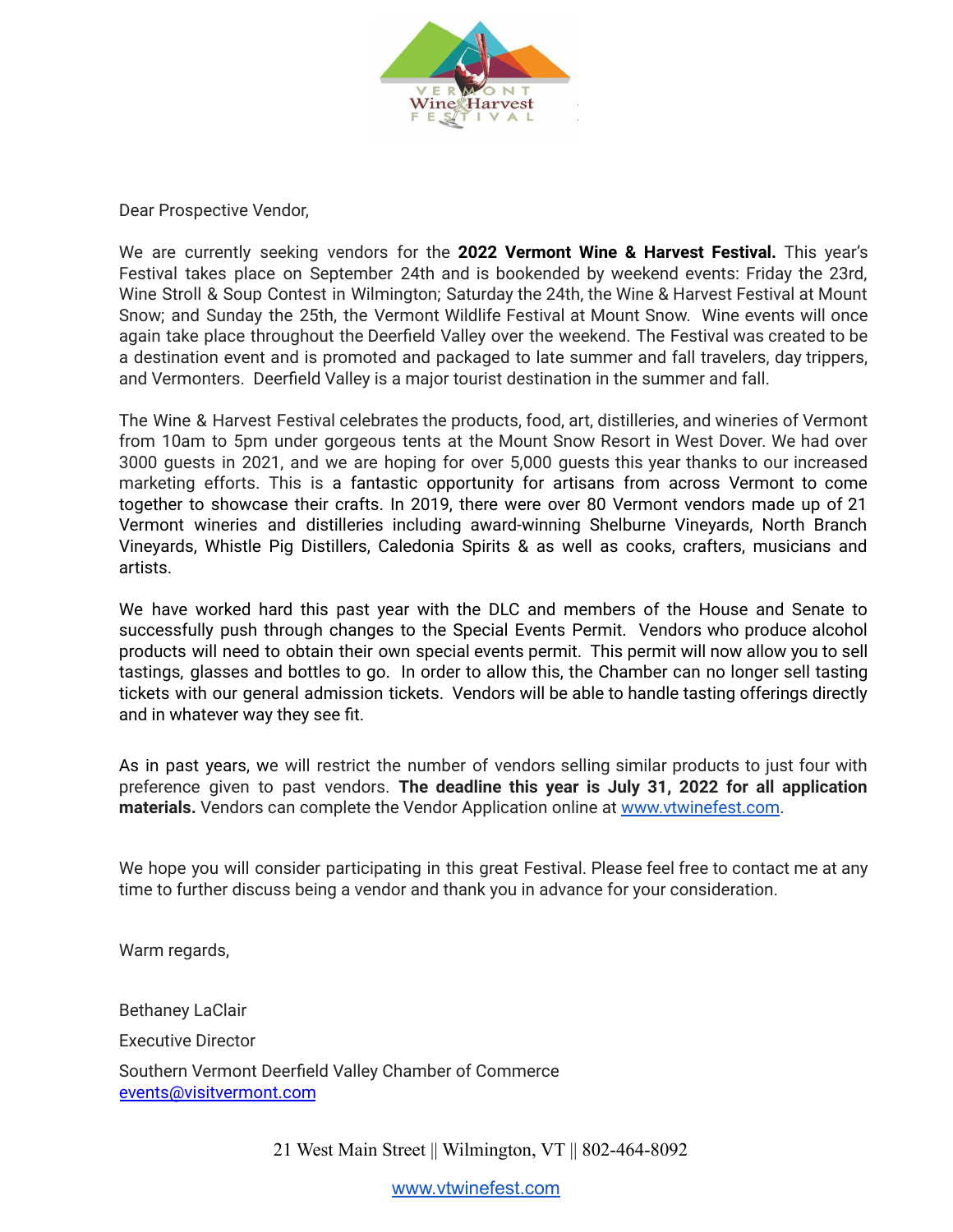Dear Prospective Vendor,

We are currently seeking vendors for the **2022 Vermont Wine & Harvest Festival.** This year's Festival takes place on September 24th and is bookended by weekend events: Friday the 23rd, Wine Stroll & Soup Contest in Wilmington; Saturday the 24th, the Wine & Harvest Festival at Mount Snow; and Sunday the 25th, the Vermont Wildlife Festival at Mount Snow. Wine events will once again take place throughout the Deerfield Valley over the weekend. The Festival was created to be a destination event and is promoted and packaged to late summer and fall travelers, day trippers, and Vermonters. Deerfield Valley is a major tourist destination in the summer and fall.

The Wine & Harvest Festival celebrates the products, food, art, distilleries, and wineries of Vermont from 10am to 5pm under gorgeous tents at the Mount Snow Resort in West Dover. We had over 3000 guests in 2021, and we are hoping for over 5,000 guests this year thanks to our increased marketing efforts. This is a fantastic opportunity for artisans from across Vermont to come together to showcase their crafts. In 2019, there were over 80 Vermont vendors made up of 21 Vermont wineries and distilleries including award-winning Shelburne Vineyards, North Branch Vineyards, Whistle Pig Distillers, Caledonia Spirits & as well as cooks, crafters, musicians and artists.

We have worked hard this past year with the DLC and members of the House and Senate to successfully push through changes to the Special Events Permit. Vendors who produce alcohol products will need to obtain their own special events permit. This permit will now allow you to sell tastings, glasses and bottles to go. In order to allow this, the Chamber can no longer sell tasting tickets with our general admission tickets. Vendors will be able to handle tasting offerings directly and in whatever way they see fit.

As in past years, we will restrict the number of vendors selling similar products to just four with preference given to past vendors. **The deadline this year is July 31, 2022 for all application materials.** Vendors can complete the Vendor Application online at [www.vtwinefest.com](http://www.vtwinefest.com).

We hope you will consider participating in this great Festival. Please feel free to contact me at any time to further discuss being a vendor and thank you in advance for your consideration.

Warm regards,

Bethaney LaClair

Executive Director

Southern Vermont Deerfield Valley Chamber of Commerce
[events@visitvermont.com](mailto:events@visitvermont.com)

21 West Main Street || Wilmington, VT || 802-464-8092

[www.vtwinefest.com](http://www.vtwinefest.com)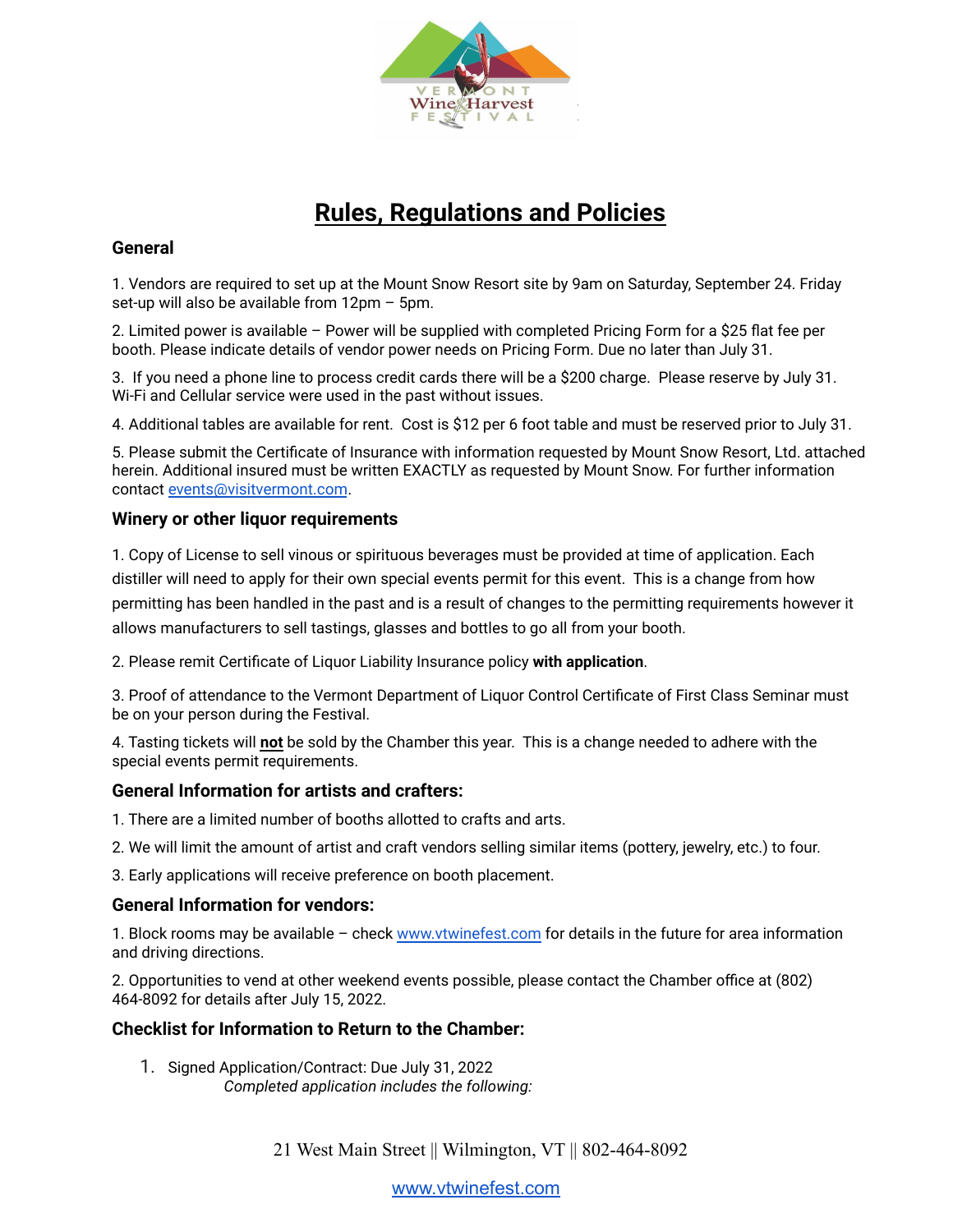# Rules, Regulations and Policies

## General

1. Vendors are required to set up at the Mount Snow Resort site by 9am on Saturday, September 24. Friday set-up will also be available from 12pm – 5pm.

2. Limited power is available – Power will be supplied with completed Pricing Form for a $25 flat fee per booth. Please indicate details of vendor power needs on Pricing Form. Due no later than July 31.

3. If you need a phone line to process credit cards there will be a $200 charge. Please reserve by July 31. Wi-Fi and Cellular service were used in the past without issues.

4. Additional tables are available for rent. Cost is $12 per 6 foot table and must be reserved prior to July 31.

5. Please submit the Certificate of Insurance with information requested by Mount Snow Resort, Ltd. attached herein. Additional insured must be written EXACTLY as requested by Mount Snow. For further information contact events@visitvermont.com.

## Winery or other liquor requirements

1. Copy of License to sell vinous or spirituous beverages must be provided at time of application. Each distiller will need to apply for their own special events permit for this event. This is a change from how permitting has been handled in the past and is a result of changes to the permitting requirements however it allows manufacturers to sell tastings, glasses and bottles to go all from your booth.

2. Please remit Certificate of Liquor Liability Insurance policy **with application**.

3. Proof of attendance to the Vermont Department of Liquor Control Certificate of First Class Seminar must be on your person during the Festival.

4. Tasting tickets will **not** be sold by the Chamber this year. This is a change needed to adhere with the special events permit requirements.

## General Information for artists and crafters:

1. There are a limited number of booths allotted to crafts and arts.
2. We will limit the amount of artist and craft vendors selling similar items (pottery, jewelry, etc.) to four.
3. Early applications will receive preference on booth placement.

## General Information for vendors:

1. Block rooms may be available – check www.vtwinefest.com for details in the future for area information and driving directions.

2. Opportunities to vend at other weekend events possible, please contact the Chamber office at (802) 464-8092 for details after July 15, 2022.

## Checklist for Information to Return to the Chamber:

1. Signed Application/Contract: Due July 31, 2022
   *Completed application includes the following:*

21 West Main Street || Wilmington, VT || 802-464-8092

www.vtwinefest.com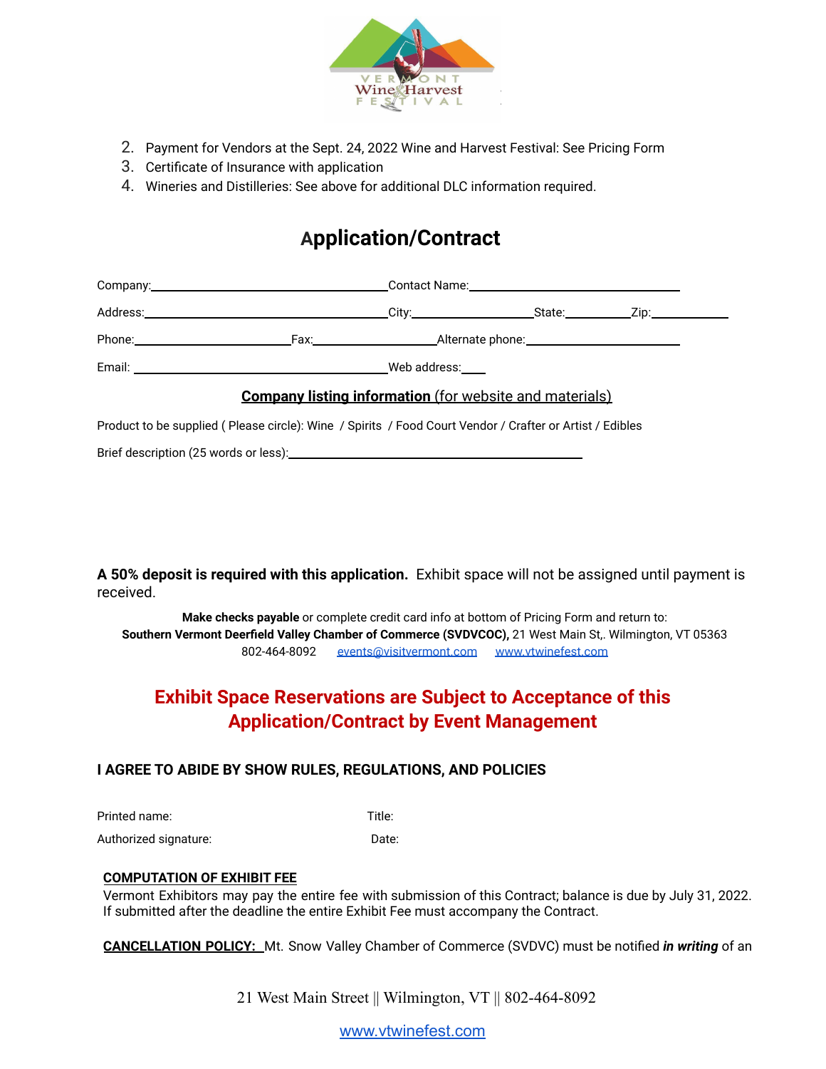2. Payment for Vendors at the Sept. 24, 2022 Wine and Harvest Festival: See Pricing Form
3. Certificate of Insurance with application
4. Wineries and Distilleries: See above for additional DLC information required.

# Application/Contract

Company:\_\_\_\_\_\_\_\_\_\_\_\_\_\_\_\_\_\_\_\_\_\_\_\_\_\_\_\_\_\_\_\_ Contact Name:\_\_\_\_\_\_\_\_\_\_\_\_\_\_\_\_\_\_\_\_\_\_\_\_\_\_\_\_

Address:\_\_\_\_\_\_\_\_\_\_\_\_\_\_\_\_\_\_\_\_\_\_\_\_\_\_\_\_\_\_\_\_ City:\_\_\_\_\_\_\_\_\_\_\_\_\_\_\_\_ State:\_\_\_\_\_\_\_\_ Zip:\_\_\_\_\_\_\_\_\_\_

Phone:\_\_\_\_\_\_\_\_\_\_\_\_\_\_\_\_\_\_\_\_ Fax:\_\_\_\_\_\_\_\_\_\_\_\_\_\_\_\_\_\_ Alternate phone:\_\_\_\_\_\_\_\_\_\_\_\_\_\_\_\_\_\_\_\_\_\_

Email: \_\_\_\_\_\_\_\_\_\_\_\_\_\_\_\_\_\_\_\_\_\_\_\_\_\_\_\_\_\_\_\_\_\_ Web address:\_\_\_\_

**<u>Company listing information</u>** <u>(for website and materials)</u>

Product to be supplied ( Please circle): Wine / Spirits / Food Court Vendor / Crafter or Artist / Edibles

Brief description (25 words or less):\_\_\_\_\_\_\_\_\_\_\_\_\_\_\_\_\_\_\_\_\_\_\_\_\_\_\_\_\_\_\_\_\_\_\_\_\_\_\_\_

**A 50% deposit is required with this application.** Exhibit space will not be assigned until payment is received.

**Make checks payable** or complete credit card info at bottom of Pricing Form and return to:
**Southern Vermont Deerfield Valley Chamber of Commerce (SVDVCOC),** 21 West Main St,. Wilmington, VT 05363
802-464-8092 [events@visitvermont.com](mailto:events@visitvermont.com) [www.vtwinefest.com](http://www.vtwinefest.com)

## Exhibit Space Reservations are Subject to Acceptance of this Application/Contract by Event Management

### I AGREE TO ABIDE BY SHOW RULES, REGULATIONS, AND POLICIES

Printed name: Title:

Authorized signature: Date:

**<u>COMPUTATION OF EXHIBIT FEE</u>**
Vermont Exhibitors may pay the entire fee with submission of this Contract; balance is due by July 31, 2022. If submitted after the deadline the entire Exhibit Fee must accompany the Contract.

**<u>CANCELLATION POLICY:</u>** Mt. Snow Valley Chamber of Commerce (SVDVC) must be notified ***in writing*** of an

21 West Main Street || Wilmington, VT || 802-464-8092

[www.vtwinefest.com](http://www.vtwinefest.com)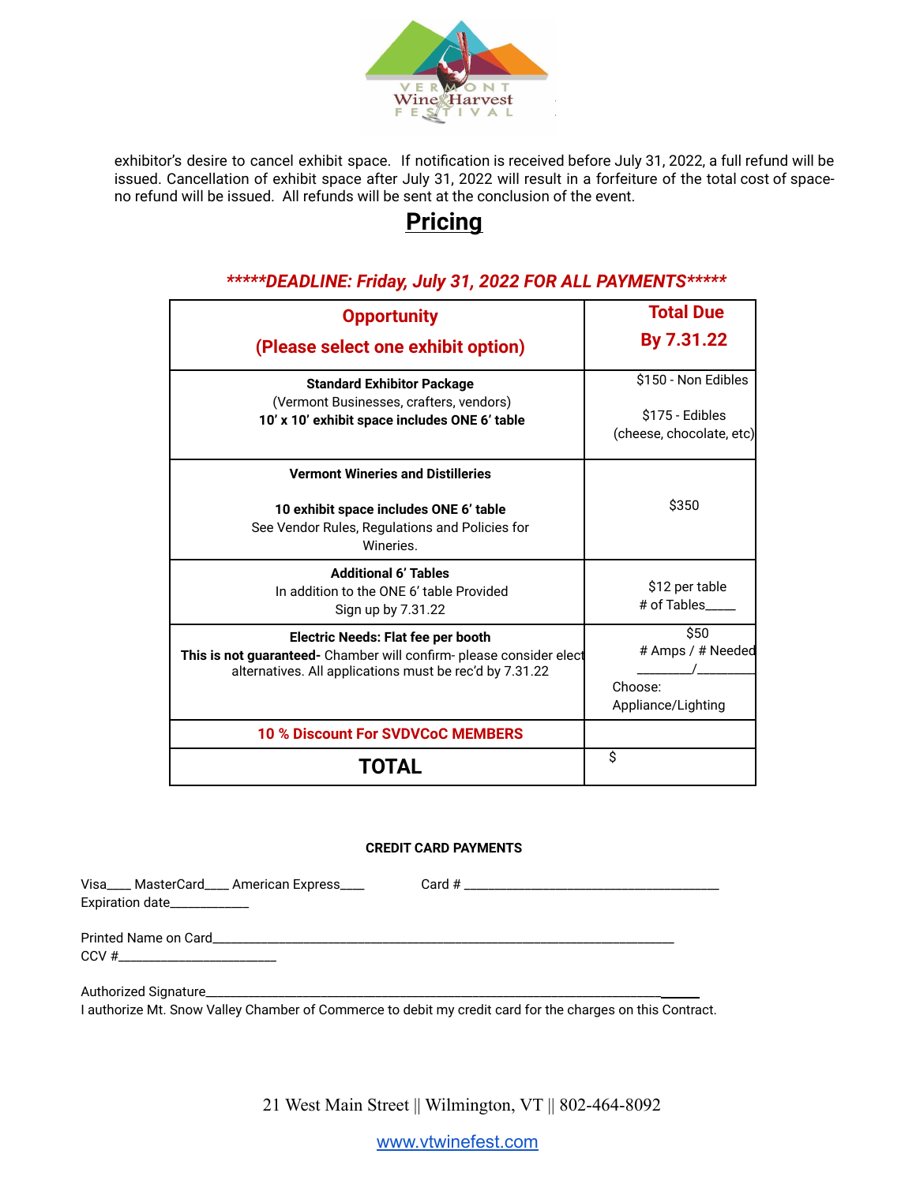exhibitor's desire to cancel exhibit space. If notification is received before July 31, 2022, a full refund will be issued. Cancellation of exhibit space after July 31, 2022 will result in a forfeiture of the total cost of space- no refund will be issued. All refunds will be sent at the conclusion of the event.

## Pricing

***\*\*\*\*\*DEADLINE: Friday, July 31, 2022 FOR ALL PAYMENTS\*\*\*\*\****

| Opportunity (Please select one exhibit option) | Total Due By 7.31.22 |
|---|---|
| **Standard Exhibitor Package** (Vermont Businesses, crafters, vendors) **10' x 10' exhibit space includes ONE 6' table** | $150 - Non Edibles<br><br>$175 - Edibles (cheese, chocolate, etc) |
| **Vermont Wineries and Distilleries**<br><br>**10 exhibit space includes ONE 6' table** See Vendor Rules, Regulations and Policies for Wineries. | $350 |
| **Additional 6' Tables** In addition to the ONE 6' table Provided Sign up by 7.31.22 | $12 per table # of Tables____ |
| **Electric Needs: Flat fee per booth** **This is not guaranteed-** Chamber will confirm- please consider elect alternatives. All applications must be rec'd by 7.31.22 | $50 # Amps / # Needed ________/________ Choose: Appliance/Lighting |
| **10 % Discount For SVDVCoC MEMBERS** | |
| **TOTAL** | $ |

**CREDIT CARD PAYMENTS**

Visa____ MasterCard____ American Express____ Card # ________________________________________
Expiration date____________

Printed Name on Card__________________________________________________________________________
CCV #________________________

Authorized Signature____________________________________________________________________________
I authorize Mt. Snow Valley Chamber of Commerce to debit my credit card for the charges on this Contract.

21 West Main Street || Wilmington, VT || 802-464-8092

www.vtwinefest.com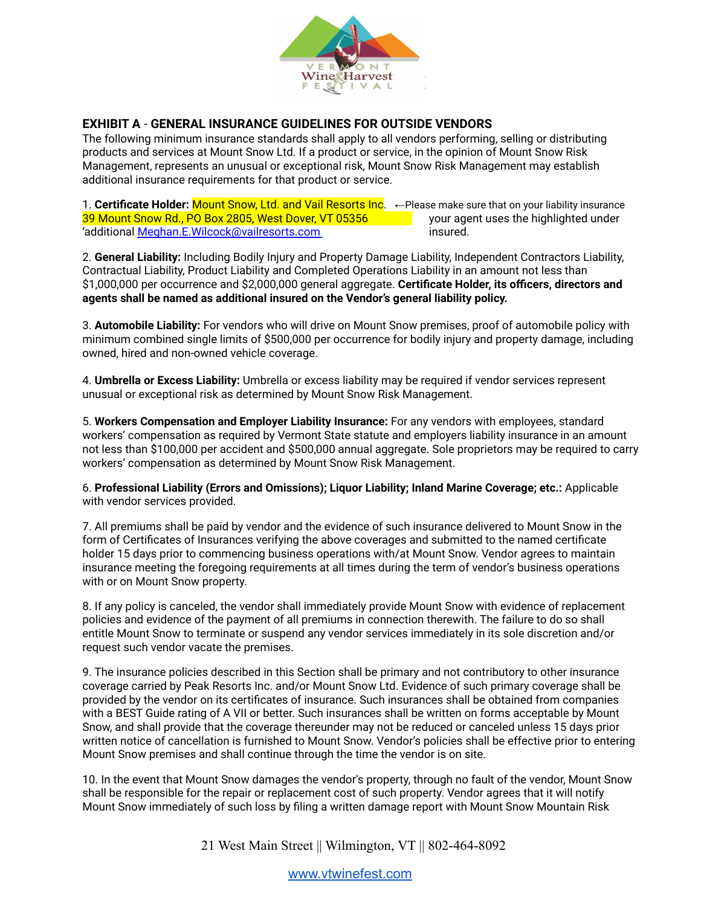## EXHIBIT A - GENERAL INSURANCE GUIDELINES FOR OUTSIDE VENDORS

The following minimum insurance standards shall apply to all vendors performing, selling or distributing products and services at Mount Snow Ltd. If a product or service, in the opinion of Mount Snow Risk Management, represents an unusual or exceptional risk, Mount Snow Risk Management may establish additional insurance requirements for that product or service.

1. **Certificate Holder:** Mount Snow, Ltd. and Vail Resorts Inc. ←Please make sure that on your liability insurance your agent uses the highlighted under insured.
39 Mount Snow Rd., PO Box 2805, West Dover, VT 05356
'additional Meghan.E.Wilcock@vailresorts.com

2. **General Liability:** Including Bodily Injury and Property Damage Liability, Independent Contractors Liability, Contractual Liability, Product Liability and Completed Operations Liability in an amount not less than $1,000,000 per occurrence and $2,000,000 general aggregate. **Certificate Holder, its officers, directors and agents shall be named as additional insured on the Vendor's general liability policy.**

3. **Automobile Liability:** For vendors who will drive on Mount Snow premises, proof of automobile policy with minimum combined single limits of $500,000 per occurrence for bodily injury and property damage, including owned, hired and non-owned vehicle coverage.

4. **Umbrella or Excess Liability:** Umbrella or excess liability may be required if vendor services represent unusual or exceptional risk as determined by Mount Snow Risk Management.

5. **Workers Compensation and Employer Liability Insurance:** For any vendors with employees, standard workers' compensation as required by Vermont State statute and employers liability insurance in an amount not less than $100,000 per accident and $500,000 annual aggregate. Sole proprietors may be required to carry workers' compensation as determined by Mount Snow Risk Management.

6. **Professional Liability (Errors and Omissions); Liquor Liability; Inland Marine Coverage; etc.:** Applicable with vendor services provided.

7. All premiums shall be paid by vendor and the evidence of such insurance delivered to Mount Snow in the form of Certificates of Insurances verifying the above coverages and submitted to the named certificate holder 15 days prior to commencing business operations with/at Mount Snow. Vendor agrees to maintain insurance meeting the foregoing requirements at all times during the term of vendor's business operations with or on Mount Snow property.

8. If any policy is canceled, the vendor shall immediately provide Mount Snow with evidence of replacement policies and evidence of the payment of all premiums in connection therewith. The failure to do so shall entitle Mount Snow to terminate or suspend any vendor services immediately in its sole discretion and/or request such vendor vacate the premises.

9. The insurance policies described in this Section shall be primary and not contributory to other insurance coverage carried by Peak Resorts Inc. and/or Mount Snow Ltd. Evidence of such primary coverage shall be provided by the vendor on its certificates of insurance. Such insurances shall be obtained from companies with a BEST Guide rating of A VII or better. Such insurances shall be written on forms acceptable by Mount Snow, and shall provide that the coverage thereunder may not be reduced or canceled unless 15 days prior written notice of cancellation is furnished to Mount Snow. Vendor's policies shall be effective prior to entering Mount Snow premises and shall continue through the time the vendor is on site.

10. In the event that Mount Snow damages the vendor's property, through no fault of the vendor, Mount Snow shall be responsible for the repair or replacement cost of such property. Vendor agrees that it will notify Mount Snow immediately of such loss by filing a written damage report with Mount Snow Mountain Risk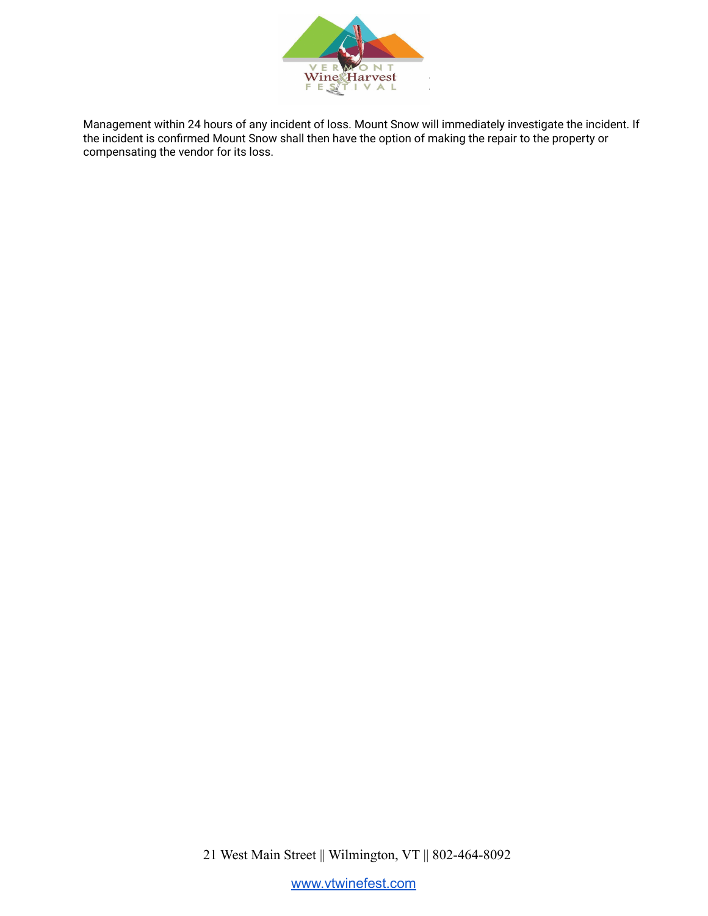Management within 24 hours of any incident of loss. Mount Snow will immediately investigate the incident. If the incident is confirmed Mount Snow shall then have the option of making the repair to the property or compensating the vendor for its loss.